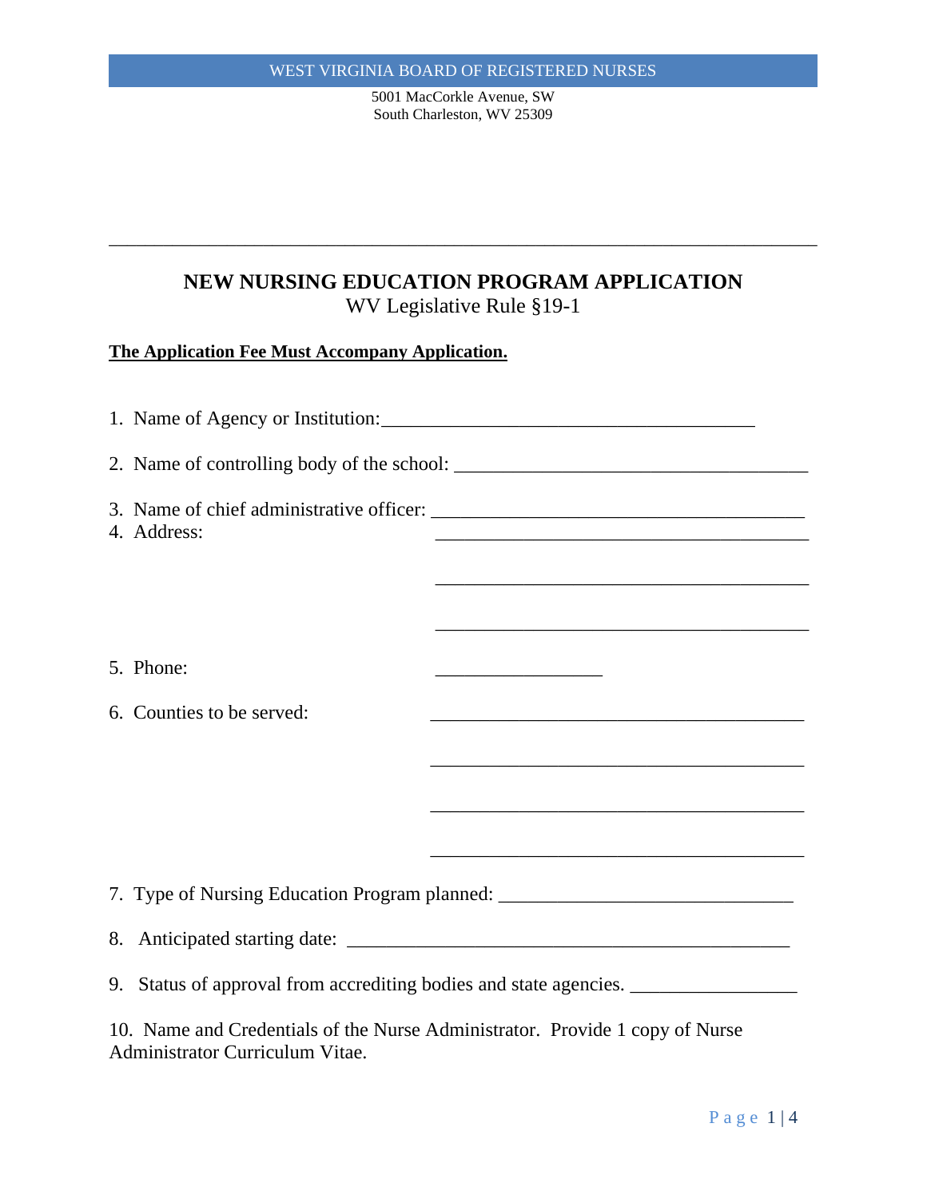WEST VIRGINIA BOARD OF REGISTERED NURSES

5001 MacCorkle Avenue, SW
South Charleston, WV 25309

---

# NEW NURSING EDUCATION PROGRAM APPLICATION

WV Legislative Rule §19-1

**The Application Fee Must Accompany Application.**

1. Name of Agency or Institution:_______________________________________

2. Name of controlling body of the school: _____________________________________

3. Name of chief administrative officer: _______________________________________
4. Address: _______________________________________

   _______________________________________

   _______________________________________

5. Phone: _________________

6. Counties to be served: _______________________________________

   _______________________________________

   _______________________________________

   _______________________________________

7. Type of Nursing Education Program planned: _______________________________

8. Anticipated starting date: _______________________________________________

9. Status of approval from accrediting bodies and state agencies. _________________

10. Name and Credentials of the Nurse Administrator. Provide 1 copy of Nurse Administrator Curriculum Vitae.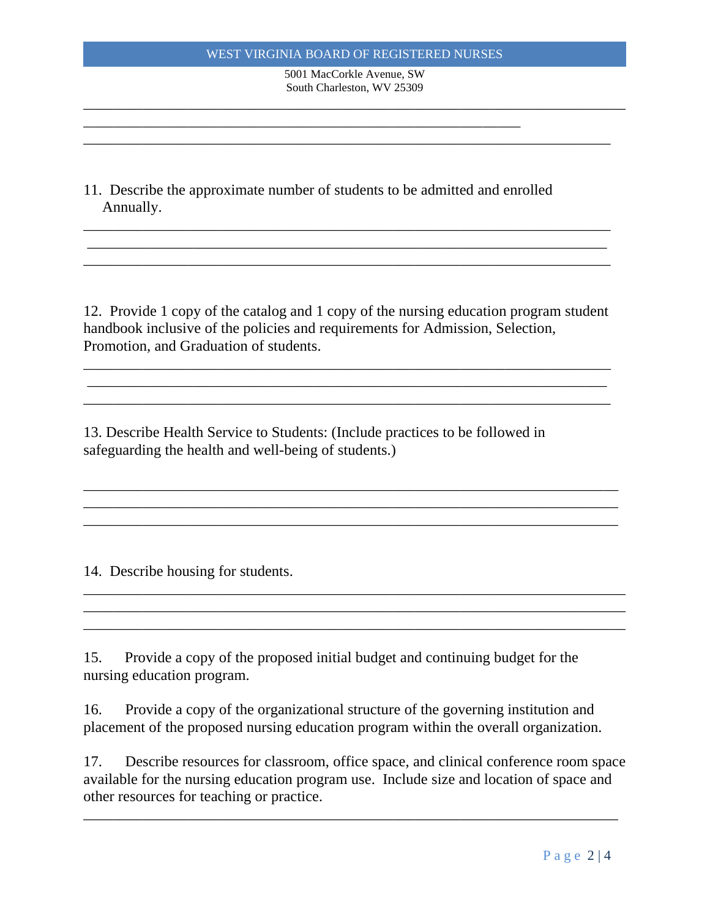11. Describe the approximate number of students to be admitted and enrolled Annually.

12. Provide 1 copy of the catalog and 1 copy of the nursing education program student handbook inclusive of the policies and requirements for Admission, Selection, Promotion, and Graduation of students.

13. Describe Health Service to Students: (Include practices to be followed in safeguarding the health and well-being of students.)

14. Describe housing for students.

15. Provide a copy of the proposed initial budget and continuing budget for the nursing education program.

16. Provide a copy of the organizational structure of the governing institution and placement of the proposed nursing education program within the overall organization.

17. Describe resources for classroom, office space, and clinical conference room space available for the nursing education program use. Include size and location of space and other resources for teaching or practice.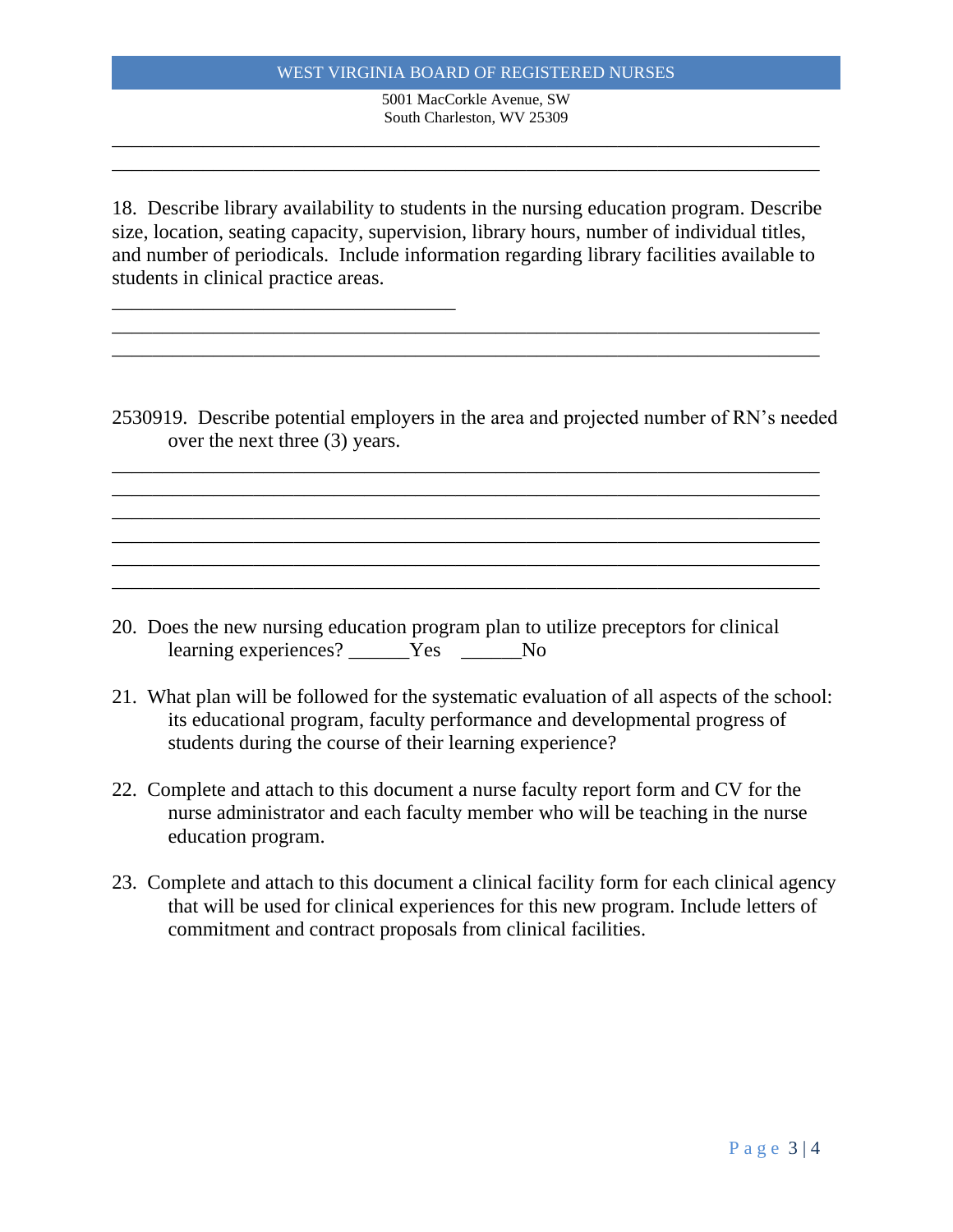18. Describe library availability to students in the nursing education program. Describe size, location, seating capacity, supervision, library hours, number of individual titles, and number of periodicals. Include information regarding library facilities available to students in clinical practice areas.

___________________________________

___________________________________________________________________________

___________________________________________________________________________

2530919. Describe potential employers in the area and projected number of RN's needed over the next three (3) years.

___________________________________________________________________________

___________________________________________________________________________

___________________________________________________________________________

___________________________________________________________________________

___________________________________________________________________________

___________________________________________________________________________

20. Does the new nursing education program plan to utilize preceptors for clinical learning experiences? ______Yes ______No

21. What plan will be followed for the systematic evaluation of all aspects of the school: its educational program, faculty performance and developmental progress of students during the course of their learning experience?

22. Complete and attach to this document a nurse faculty report form and CV for the nurse administrator and each faculty member who will be teaching in the nurse education program.

23. Complete and attach to this document a clinical facility form for each clinical agency that will be used for clinical experiences for this new program. Include letters of commitment and contract proposals from clinical facilities.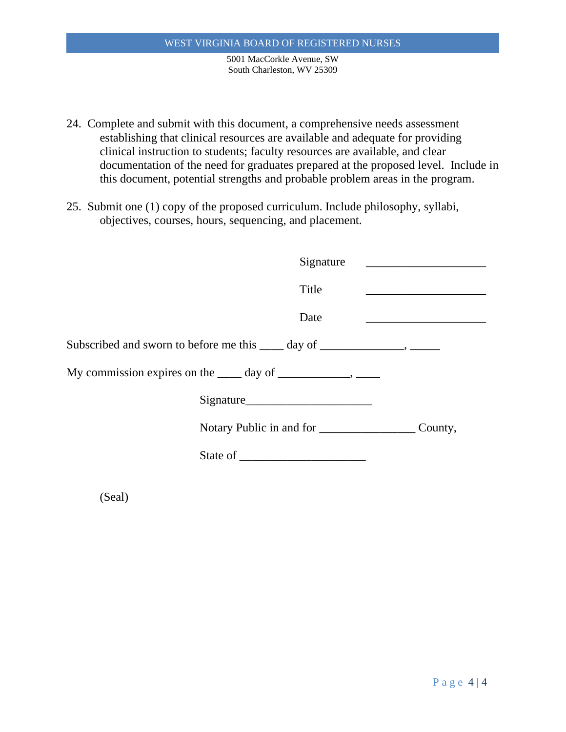24. Complete and submit with this document, a comprehensive needs assessment establishing that clinical resources are available and adequate for providing clinical instruction to students; faculty resources are available, and clear documentation of the need for graduates prepared at the proposed level. Include in this document, potential strengths and probable problem areas in the program.

25. Submit one (1) copy of the proposed curriculum. Include philosophy, syllabi, objectives, courses, hours, sequencing, and placement.

Signature ____________________

Title ____________________

Date ____________________

Subscribed and sworn to before me this ____ day of ______________, _____

My commission expires on the ____ day of ____________, ____

Signature_____________________

Notary Public in and for ________________ County,

State of _____________________

(Seal)